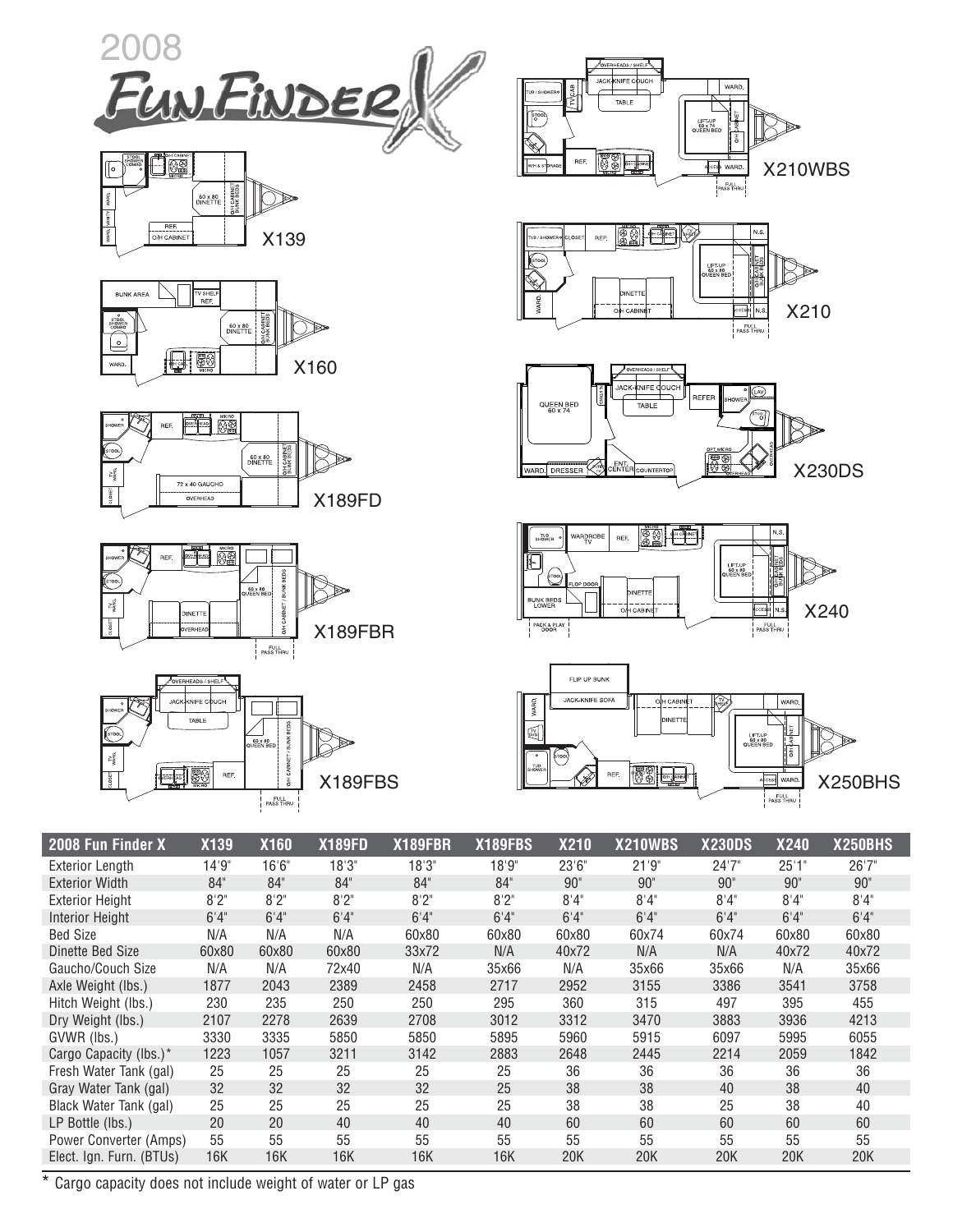# 2008 Fun Finder X

X139

X160

X189FD

X189FBR

X189FBS

X210WBS

X210

X230DS

X240

X250BHS

| 2008 Fun Finder X | X139 | X160 | X189FD | X189FBR | X189FBS | X210 | X210WBS | X230DS | X240 | X250BHS |
|---|---|---|---|---|---|---|---|---|---|---|
| Exterior Length | 14'9" | 16'6" | 18'3" | 18'3" | 18'9" | 23'6" | 21'9" | 24'7" | 25'1" | 26'7" |
| Exterior Width | 84" | 84" | 84" | 84" | 84" | 90" | 90" | 90" | 90" | 90" |
| Exterior Height | 8'2" | 8'2" | 8'2" | 8'2" | 8'2" | 8'4" | 8'4" | 8'4" | 8'4" | 8'4" |
| Interior Height | 6'4" | 6'4" | 6'4" | 6'4" | 6'4" | 6'4" | 6'4" | 6'4" | 6'4" | 6'4" |
| Bed Size | N/A | N/A | N/A | 60x80 | 60x80 | 60x80 | 60x74 | 60x74 | 60x80 | 60x80 |
| Dinette Bed Size | 60x80 | 60x80 | 60x80 | 33x72 | N/A | 40x72 | N/A | N/A | 40x72 | 40x72 |
| Gaucho/Couch Size | N/A | N/A | 72x40 | N/A | 35x66 | N/A | 35x66 | 35x66 | N/A | 35x66 |
| Axle Weight (lbs.) | 1877 | 2043 | 2389 | 2458 | 2717 | 2952 | 3155 | 3386 | 3541 | 3758 |
| Hitch Weight (lbs.) | 230 | 235 | 250 | 250 | 295 | 360 | 315 | 497 | 395 | 455 |
| Dry Weight (lbs.) | 2107 | 2278 | 2639 | 2708 | 3012 | 3312 | 3470 | 3883 | 3936 | 4213 |
| GVWR (lbs.) | 3330 | 3335 | 5850 | 5850 | 5895 | 5960 | 5915 | 6097 | 5995 | 6055 |
| Cargo Capacity (lbs.)* | 1223 | 1057 | 3211 | 3142 | 2883 | 2648 | 2445 | 2214 | 2059 | 1842 |
| Fresh Water Tank (gal) | 25 | 25 | 25 | 25 | 25 | 36 | 36 | 36 | 36 | 36 |
| Gray Water Tank (gal) | 32 | 32 | 32 | 32 | 25 | 38 | 38 | 40 | 38 | 40 |
| Black Water Tank (gal) | 25 | 25 | 25 | 25 | 25 | 38 | 38 | 25 | 38 | 40 |
| LP Bottle (lbs.) | 20 | 20 | 40 | 40 | 40 | 60 | 60 | 60 | 60 | 60 |
| Power Converter (Amps) | 55 | 55 | 55 | 55 | 55 | 55 | 55 | 55 | 55 | 55 |
| Elect. Ign. Furn. (BTUs) | 16K | 16K | 16K | 16K | 16K | 20K | 20K | 20K | 20K | 20K |

* Cargo capacity does not include weight of water or LP gas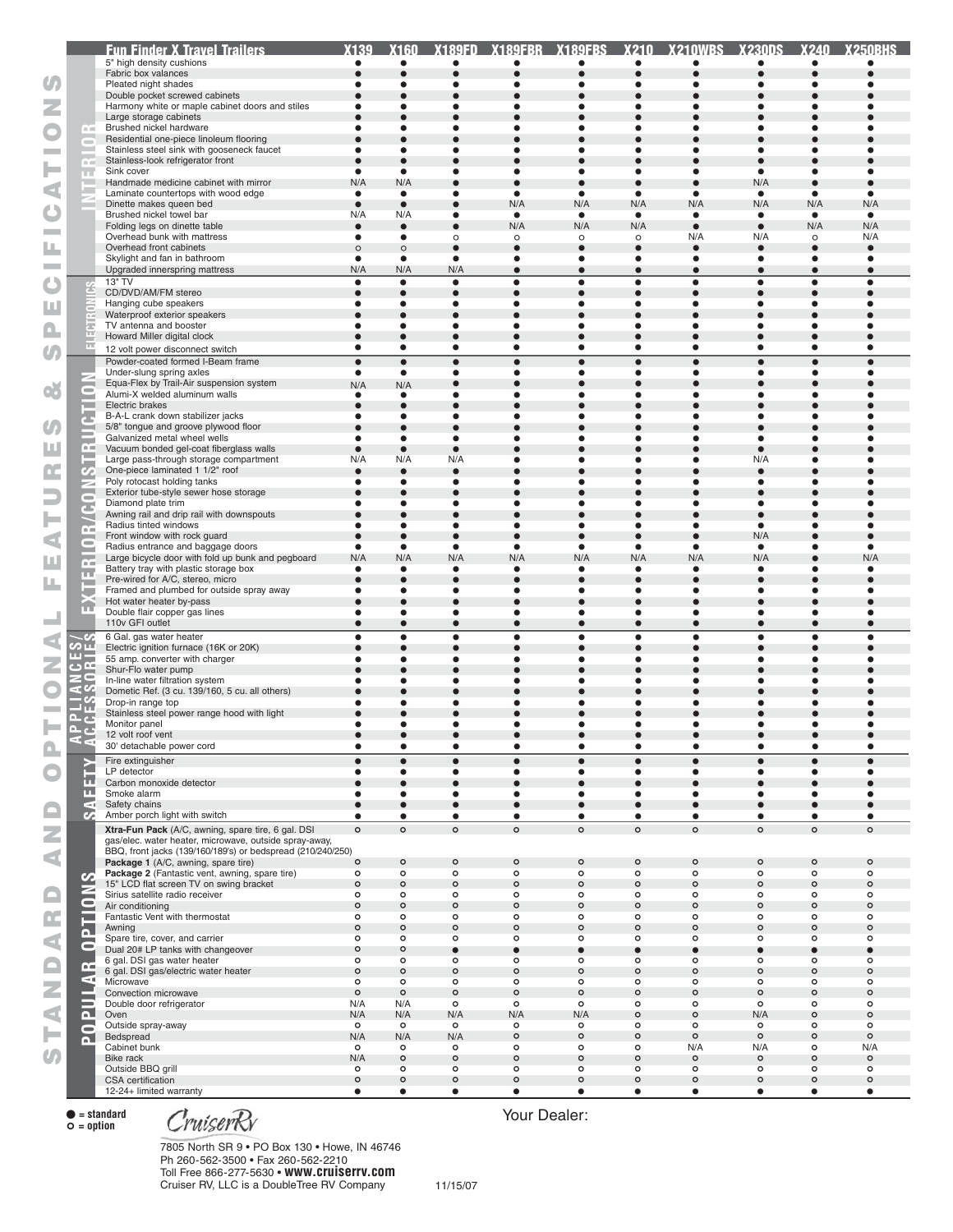# STANDARD AND OPTIONAL FEATURES & SPECIFICATIONS

| Fun Finder X Travel Trailers | X139 | X160 | X189FD | X189FBR | X189FBS | X210 | X210WBS | X230DS | X240 | X250BHS |
|---|---|---|---|---|---|---|---|---|---|---|
| **INTERIOR** | | | | | | | | | | |
| 5" high density cushions | ● | ● | ● | ● | ● | ● | ● | ● | ● | ● |
| Fabric box valances | ● | ● | ● | ● | ● | ● | ● | ● | ● | ● |
| Pleated night shades | ● | ● | ● | ● | ● | ● | ● | ● | ● | ● |
| Double pocket screwed cabinets | ● | ● | ● | ● | ● | ● | ● | ● | ● | ● |
| Harmony white or maple cabinet doors and stiles | ● | ● | ● | ● | ● | ● | ● | ● | ● | ● |
| Large storage cabinets | ● | ● | ● | ● | ● | ● | ● | ● | ● | ● |
| Brushed nickel hardware | ● | ● | ● | ● | ● | ● | ● | ● | ● | ● |
| Residential one-piece linoleum flooring | ● | ● | ● | ● | ● | ● | ● | ● | ● | ● |
| Stainless steel sink with gooseneck faucet | ● | ● | ● | ● | ● | ● | ● | ● | ● | ● |
| Stainless-look refrigerator front | ● | ● | ● | ● | ● | ● | ● | ● | ● | ● |
| Sink cover | ● | ● | ● | ● | ● | ● | ● | ● | ● | ● |
| Handmade medicine cabinet with mirror | N/A | N/A | ● | ● | ● | ● | ● | N/A | ● | ● |
| Laminate countertops with wood edge | ● | ● | ● | ● | ● | ● | ● | ● | ● | ● |
| Dinette makes queen bed | ● | ● | ● | N/A | N/A | N/A | N/A | N/A | N/A | N/A |
| Brushed nickel towel bar | N/A | N/A | ● | ● | ● | ● | ● | ● | ● | ● |
| Folding legs on dinette table | ● | ● | ● | N/A | N/A | N/A | ● | ● | N/A | N/A |
| Overhead bunk with mattress | ● | ● | ○ | ○ | ○ | ○ | N/A | N/A | ○ | N/A |
| Overhead front cabinets | ○ | ○ | ● | ● | ● | ● | ● | ● | ● | ● |
| Skylight and fan in bathroom | ● | ● | ● | ● | ● | ● | ● | ● | ● | ● |
| Upgraded innerspring mattress | N/A | N/A | N/A | ● | ● | ● | ● | ● | ● | ● |
| **ELECTRONICS** | | | | | | | | | | |
| 13" TV | ● | ● | ● | ● | ● | ● | ● | ● | ● | ● |
| CD/DVD/AM/FM stereo | ● | ● | ● | ● | ● | ● | ● | ● | ● | ● |
| Hanging cube speakers | ● | ● | ● | ● | ● | ● | ● | ● | ● | ● |
| Waterproof exterior speakers | ● | ● | ● | ● | ● | ● | ● | ● | ● | ● |
| TV antenna and booster | ● | ● | ● | ● | ● | ● | ● | ● | ● | ● |
| Howard Miller digital clock | ● | ● | ● | ● | ● | ● | ● | ● | ● | ● |
| 12 volt power disconnect switch | ● | ● | ● | ● | ● | ● | ● | ● | ● | ● |
| **EXTERIOR/CONSTRUCTION** | | | | | | | | | | |
| Powder-coated formed I-Beam frame | ● | ● | ● | ● | ● | ● | ● | ● | ● | ● |
| Under-slung spring axles | ● | ● | ● | ● | ● | ● | ● | ● | ● | ● |
| Equa-Flex by Trail-Air suspension system | N/A | N/A | ● | ● | ● | ● | ● | ● | ● | ● |
| Alumi-X welded aluminum walls | ● | ● | ● | ● | ● | ● | ● | ● | ● | ● |
| Electric brakes | ● | ● | ● | ● | ● | ● | ● | ● | ● | ● |
| B-A-L crank down stabilizer jacks | ● | ● | ● | ● | ● | ● | ● | ● | ● | ● |
| 5/8" tongue and groove plywood floor | ● | ● | ● | ● | ● | ● | ● | ● | ● | ● |
| Galvanized metal wheel wells | ● | ● | ● | ● | ● | ● | ● | ● | ● | ● |
| Vacuum bonded gel-coat fiberglass walls | ● | ● | ● | ● | ● | ● | ● | ● | ● | ● |
| Large pass-through storage compartment | N/A | N/A | N/A | ● | ● | ● | ● | N/A | ● | ● |
| One-piece laminated 1 1/2" roof | ● | ● | ● | ● | ● | ● | ● | ● | ● | ● |
| Poly rotocast holding tanks | ● | ● | ● | ● | ● | ● | ● | ● | ● | ● |
| Exterior tube-style sewer hose storage | ● | ● | ● | ● | ● | ● | ● | ● | ● | ● |
| Diamond plate trim | ● | ● | ● | ● | ● | ● | ● | ● | ● | ● |
| Awning rail and drip rail with downspouts | ● | ● | ● | ● | ● | ● | ● | ● | ● | ● |
| Radius tinted windows | ● | ● | ● | ● | ● | ● | ● | ● | ● | ● |
| Front window with rock guard | ● | ● | ● | ● | ● | ● | ● | N/A | ● | ● |
| Radius entrance and baggage doors | ● | ● | ● | ● | ● | ● | ● | ● | ● | ● |
| Large bicycle door with fold up bunk and pegboard | N/A | N/A | N/A | N/A | N/A | N/A | N/A | N/A | ● | N/A |
| Battery tray with plastic storage box | ● | ● | ● | ● | ● | ● | ● | ● | ● | ● |
| Pre-wired for A/C, stereo, micro | ● | ● | ● | ● | ● | ● | ● | ● | ● | ● |
| Framed and plumbed for outside spray away | ● | ● | ● | ● | ● | ● | ● | ● | ● | ● |
| Hot water heater by-pass | ● | ● | ● | ● | ● | ● | ● | ● | ● | ● |
| Double flair copper gas lines | ● | ● | ● | ● | ● | ● | ● | ● | ● | ● |
| 110v GFI outlet | ● | ● | ● | ● | ● | ● | ● | ● | ● | ● |
| **APPLIANCES/ACCESSORIES** | | | | | | | | | | |
| 6 Gal. gas water heater | ● | ● | ● | ● | ● | ● | ● | ● | ● | ● |
| Electric ignition furnace (16K or 20K) | ● | ● | ● | ● | ● | ● | ● | ● | ● | ● |
| 55 amp. converter with charger | ● | ● | ● | ● | ● | ● | ● | ● | ● | ● |
| Shur-Flo water pump | ● | ● | ● | ● | ● | ● | ● | ● | ● | ● |
| In-line water filtration system | ● | ● | ● | ● | ● | ● | ● | ● | ● | ● |
| Dometic Ref. (3 cu. 139/160, 5 cu. all others) | ● | ● | ● | ● | ● | ● | ● | ● | ● | ● |
| Drop-in range top | ● | ● | ● | ● | ● | ● | ● | ● | ● | ● |
| Stainless steel power range hood with light | ● | ● | ● | ● | ● | ● | ● | ● | ● | ● |
| Monitor panel | ● | ● | ● | ● | ● | ● | ● | ● | ● | ● |
| 12 volt roof vent | ● | ● | ● | ● | ● | ● | ● | ● | ● | ● |
| 30' detachable power cord | ● | ● | ● | ● | ● | ● | ● | ● | ● | ● |
| **SAFETY** | | | | | | | | | | |
| Fire extinguisher | ● | ● | ● | ● | ● | ● | ● | ● | ● | ● |
| LP detector | ● | ● | ● | ● | ● | ● | ● | ● | ● | ● |
| Carbon monoxide detector | ● | ● | ● | ● | ● | ● | ● | ● | ● | ● |
| Smoke alarm | ● | ● | ● | ● | ● | ● | ● | ● | ● | ● |
| Safety chains | ● | ● | ● | ● | ● | ● | ● | ● | ● | ● |
| Amber porch light with switch | ● | ● | ● | ● | ● | ● | ● | ● | ● | ● |
| **POPULAR OPTIONS** | | | | | | | | | | |
| **Xtra-Fun Pack** (A/C, awning, spare tire, 6 gal. DSI gas/elec. water heater, microwave, outside spray-away, BBQ, front jacks (139/160/189's) or bedspread (210/240/250) | ○ | ○ | ○ | ○ | ○ | ○ | ○ | ○ | ○ | ○ |
| **Package 1** (A/C, awning, spare tire) | ○ | ○ | ○ | ○ | ○ | ○ | ○ | ○ | ○ | ○ |
| **Package 2** (Fantastic vent, awning, spare tire) | ○ | ○ | ○ | ○ | ○ | ○ | ○ | ○ | ○ | ○ |
| 15" LCD flat screen TV on swing bracket | ○ | ○ | ○ | ○ | ○ | ○ | ○ | ○ | ○ | ○ |
| Sirius satellite radio receiver | ○ | ○ | ○ | ○ | ○ | ○ | ○ | ○ | ○ | ○ |
| Air conditioning | ○ | ○ | ○ | ○ | ○ | ○ | ○ | ○ | ○ | ○ |
| Fantastic Vent with thermostat | ○ | ○ | ○ | ○ | ○ | ○ | ○ | ○ | ○ | ○ |
| Awning | ○ | ○ | ○ | ○ | ○ | ○ | ○ | ○ | ○ | ○ |
| Spare tire, cover, and carrier | ○ | ○ | ○ | ○ | ○ | ○ | ○ | ○ | ○ | ○ |
| Dual 20# LP tanks with changeover | ○ | ○ | ● | ● | ● | ● | ● | ● | ● | ● |
| 6 gal. DSI gas water heater | ○ | ○ | ○ | ○ | ○ | ○ | ○ | ○ | ○ | ○ |
| 6 gal. DSI gas/electric water heater | ○ | ○ | ○ | ○ | ○ | ○ | ○ | ○ | ○ | ○ |
| Microwave | ○ | ○ | ○ | ○ | ○ | ○ | ○ | ○ | ○ | ○ |
| Convection microwave | ○ | ○ | ○ | ○ | ○ | ○ | ○ | ○ | ○ | ○ |
| Double door refrigerator | N/A | N/A | ○ | ○ | ○ | ○ | ○ | ○ | ○ | ○ |
| Oven | N/A | N/A | N/A | N/A | N/A | ○ | ○ | N/A | ○ | ○ |
| Outside spray-away | ○ | ○ | ○ | ○ | ○ | ○ | ○ | ○ | ○ | ○ |
| Bedspread | N/A | N/A | N/A | ○ | ○ | ○ | ○ | ○ | ○ | ○ |
| Cabinet bunk | ○ | ○ | ○ | ○ | ○ | ○ | N/A | N/A | ○ | N/A |
| Bike rack | N/A | ○ | ○ | ○ | ○ | ○ | ○ | ○ | ○ | ○ |
| Outside BBQ grill | ○ | ○ | ○ | ○ | ○ | ○ | ○ | ○ | ○ | ○ |
| CSA certification | ○ | ○ | ○ | ○ | ○ | ○ | ○ | ○ | ○ | ○ |
| 12-24+ limited warranty | ● | ● | ● | ● | ● | ● | ● | ● | ● | ● |

● = standard
○ = option

CruiserRV

7805 North SR 9 • PO Box 130 • Howe, IN 46746
Ph 260-562-3500 • Fax 260-562-2210
Toll Free 866-277-5630 • **www.cruiserrv.com**
Cruiser RV, LLC is a DoubleTree RV Company

11/15/07

Your Dealer: